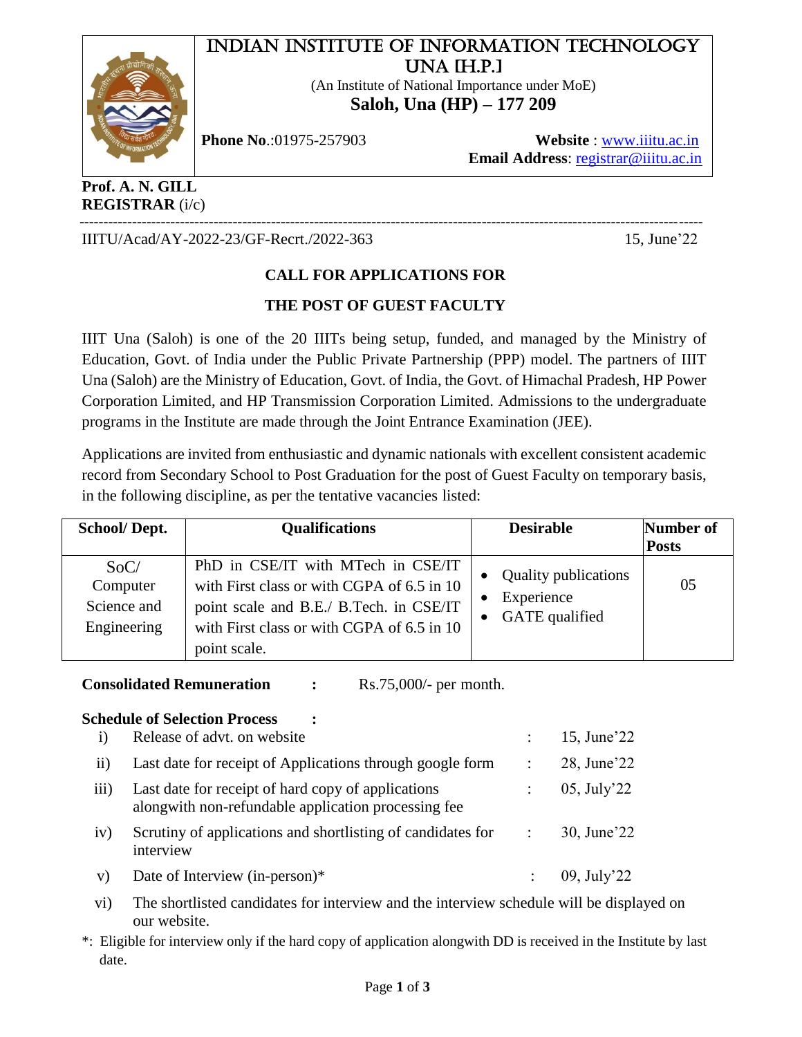# INDIAN INSTITUTE OF INFORMATION TECHNOLOGY UNA [H.P.]

(An Institute of National Importance under MoE)

**Saloh, Una (HP) – 177 209**

**Phone No**.:01975-257903

**Website** : www.iiitu.ac.in

**Email Address**: registrar@iiitu.ac.in

**Prof. A. N. GILL**
**REGISTRAR** (i/c)

---

IIITU/Acad/AY-2022-23/GF-Recrt./2022-363

15, June'22

## CALL FOR APPLICATIONS FOR

## THE POST OF GUEST FACULTY

IIIT Una (Saloh) is one of the 20 IIITs being setup, funded, and managed by the Ministry of Education, Govt. of India under the Public Private Partnership (PPP) model. The partners of IIIT Una (Saloh) are the Ministry of Education, Govt. of India, the Govt. of Himachal Pradesh, HP Power Corporation Limited, and HP Transmission Corporation Limited. Admissions to the undergraduate programs in the Institute are made through the Joint Entrance Examination (JEE).

Applications are invited from enthusiastic and dynamic nationals with excellent consistent academic record from Secondary School to Post Graduation for the post of Guest Faculty on temporary basis, in the following discipline, as per the tentative vacancies listed:

| School/ Dept. | Qualifications | Desirable | Number of Posts |
|---|---|---|---|
| SoC/ Computer Science and Engineering | PhD in CSE/IT with MTech in CSE/IT with First class or with CGPA of 6.5 in 10 point scale and B.E./ B.Tech. in CSE/IT with First class or with CGPA of 6.5 in 10 point scale. | • Quality publications<br>• Experience<br>• GATE qualified | 05 |

**Consolidated Remuneration** : Rs.75,000/- per month.

**Schedule of Selection Process** :

| | | | |
|---|---|---|---|
| i) | Release of advt. on website | : | 15, June'22 |
| ii) | Last date for receipt of Applications through google form | : | 28, June'22 |
| iii) | Last date for receipt of hard copy of applications alongwith non-refundable application processing fee | : | 05, July'22 |
| iv) | Scrutiny of applications and shortlisting of candidates for interview | : | 30, June'22 |
| v) | Date of Interview (in-person)* | : | 09, July'22 |
| vi) | The shortlisted candidates for interview and the interview schedule will be displayed on our website. | | |

*: Eligible for interview only if the hard copy of application alongwith DD is received in the Institute by last date.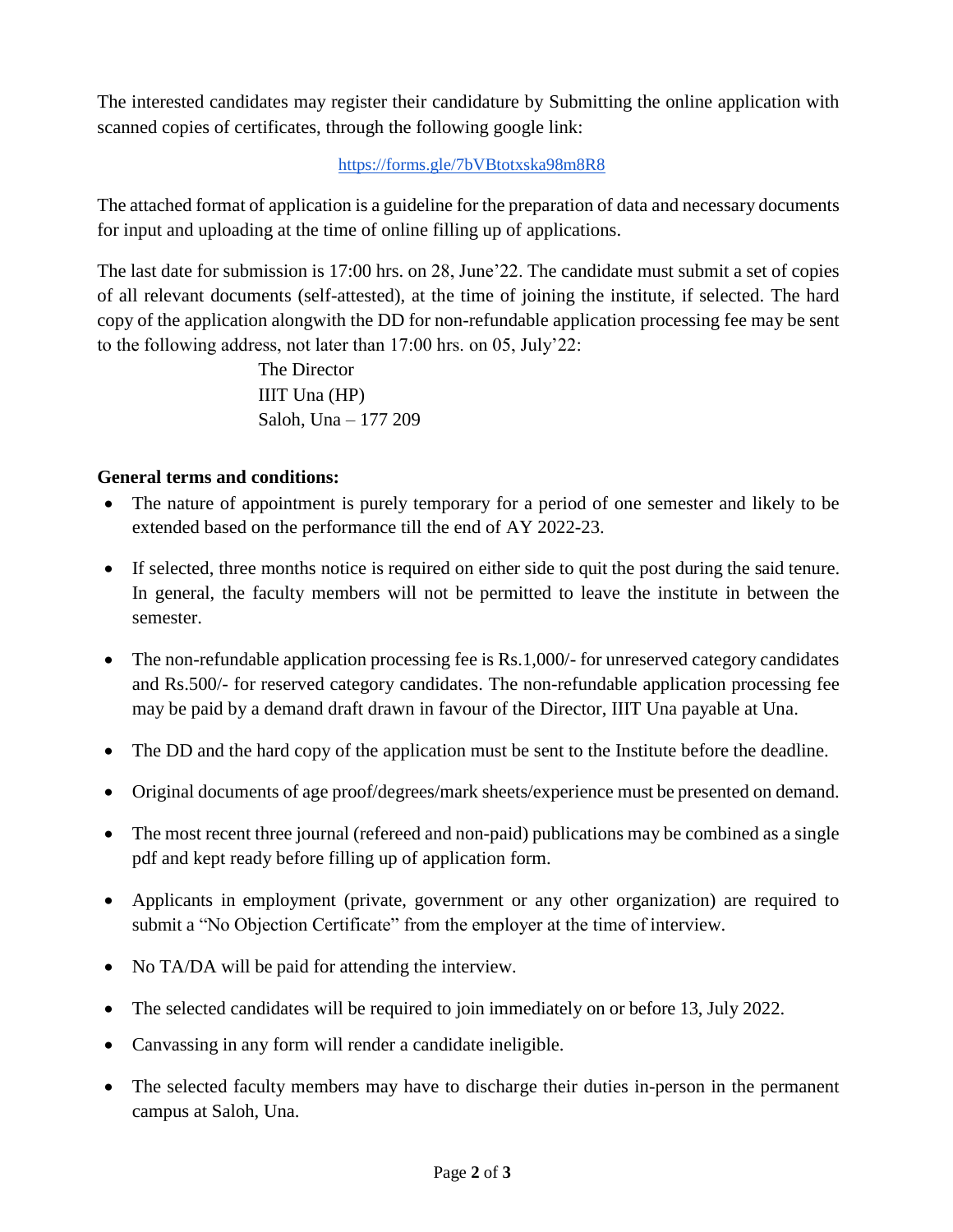The interested candidates may register their candidature by Submitting the online application with scanned copies of certificates, through the following google link:

https://forms.gle/7bVBtotxska98m8R8

The attached format of application is a guideline for the preparation of data and necessary documents for input and uploading at the time of online filling up of applications.

The last date for submission is 17:00 hrs. on 28, June'22. The candidate must submit a set of copies of all relevant documents (self-attested), at the time of joining the institute, if selected. The hard copy of the application alongwith the DD for non-refundable application processing fee may be sent to the following address, not later than 17:00 hrs. on 05, July'22:

The Director
IIIT Una (HP)
Saloh, Una – 177 209

**General terms and conditions:**

- The nature of appointment is purely temporary for a period of one semester and likely to be extended based on the performance till the end of AY 2022-23.
- If selected, three months notice is required on either side to quit the post during the said tenure. In general, the faculty members will not be permitted to leave the institute in between the semester.
- The non-refundable application processing fee is Rs.1,000/- for unreserved category candidates and Rs.500/- for reserved category candidates. The non-refundable application processing fee may be paid by a demand draft drawn in favour of the Director, IIIT Una payable at Una.
- The DD and the hard copy of the application must be sent to the Institute before the deadline.
- Original documents of age proof/degrees/mark sheets/experience must be presented on demand.
- The most recent three journal (refereed and non-paid) publications may be combined as a single pdf and kept ready before filling up of application form.
- Applicants in employment (private, government or any other organization) are required to submit a "No Objection Certificate" from the employer at the time of interview.
- No TA/DA will be paid for attending the interview.
- The selected candidates will be required to join immediately on or before 13, July 2022.
- Canvassing in any form will render a candidate ineligible.
- The selected faculty members may have to discharge their duties in-person in the permanent campus at Saloh, Una.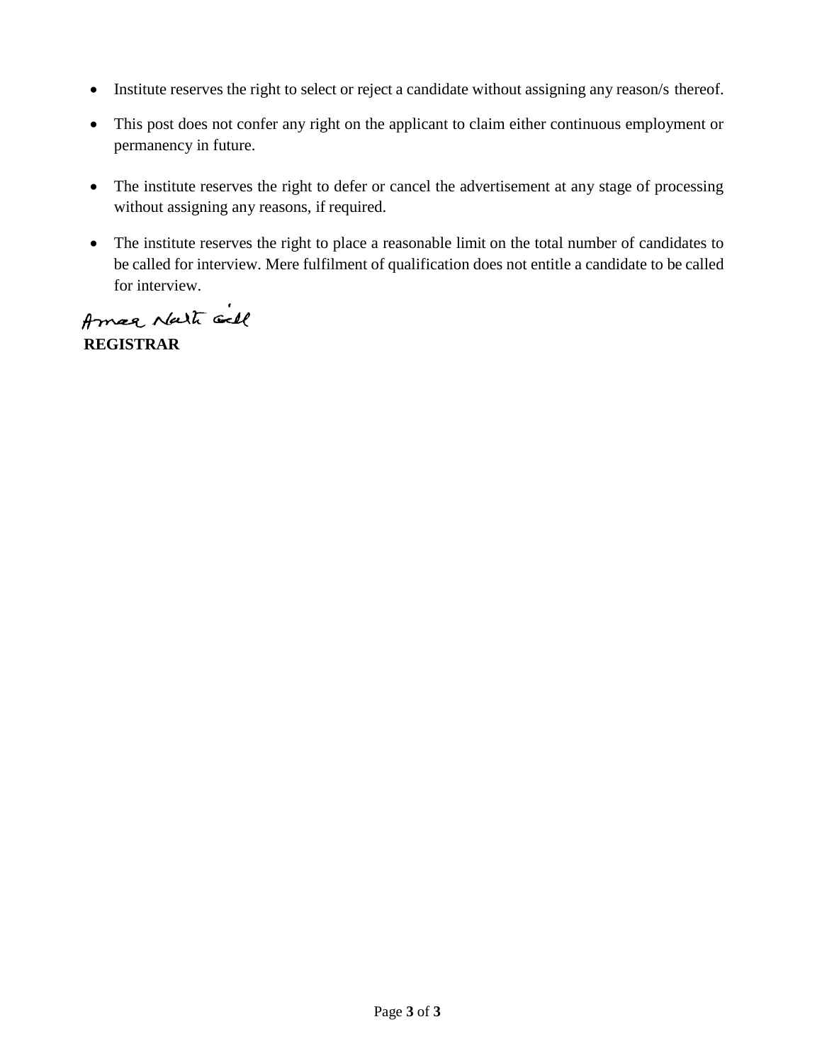- Institute reserves the right to select or reject a candidate without assigning any reason/s thereof.
- This post does not confer any right on the applicant to claim either continuous employment or permanency in future.
- The institute reserves the right to defer or cancel the advertisement at any stage of processing without assigning any reasons, if required.
- The institute reserves the right to place a reasonable limit on the total number of candidates to be called for interview. Mere fulfilment of qualification does not entitle a candidate to be called for interview.

Amar Nath Gill

**REGISTRAR**